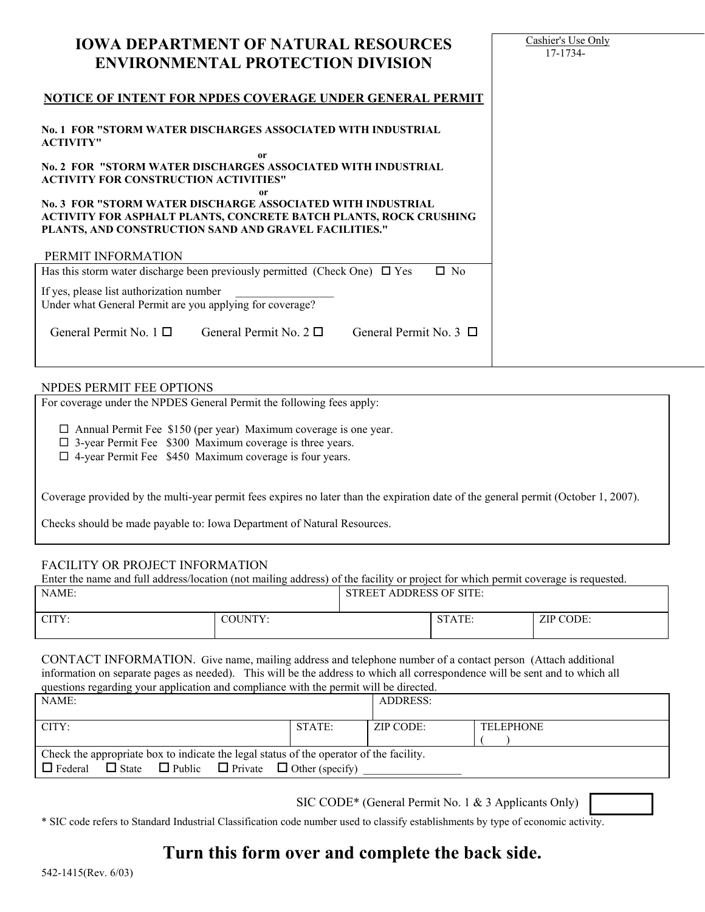# IOWA DEPARTMENT OF NATURAL RESOURCES
# ENVIRONMENTAL PROTECTION DIVISION

Cashier's Use Only
17-1734-

## NOTICE OF INTENT FOR NPDES COVERAGE UNDER GENERAL PERMIT

**No. 1 FOR "STORM WATER DISCHARGES ASSOCIATED WITH INDUSTRIAL ACTIVITY"**

**or**

**No. 2 FOR "STORM WATER DISCHARGES ASSOCIATED WITH INDUSTRIAL ACTIVITY FOR CONSTRUCTION ACTIVITIES"**

**or**

**No. 3 FOR "STORM WATER DISCHARGE ASSOCIATED WITH INDUSTRIAL ACTIVITY FOR ASPHALT PLANTS, CONCRETE BATCH PLANTS, ROCK CRUSHING PLANTS, AND CONSTRUCTION SAND AND GRAVEL FACILITIES."**

### PERMIT INFORMATION

Has this storm water discharge been previously permitted (Check One) ☐ Yes ☐ No

If yes, please list authorization number \_\_\_\_\_\_\_\_\_\_\_\_\_\_\_\_

Under what General Permit are you applying for coverage?

General Permit No. 1 ☐ General Permit No. 2 ☐ General Permit No. 3 ☐

### NPDES PERMIT FEE OPTIONS

For coverage under the NPDES General Permit the following fees apply:

- ☐ Annual Permit Fee $150 (per year) Maximum coverage is one year.
- ☐ 3-year Permit Fee $300 Maximum coverage is three years.
- ☐ 4-year Permit Fee $450 Maximum coverage is four years.

Coverage provided by the multi-year permit fees expires no later than the expiration date of the general permit (October 1, 2007).

Checks should be made payable to: Iowa Department of Natural Resources.

### FACILITY OR PROJECT INFORMATION

Enter the name and full address/location (not mailing address) of the facility or project for which permit coverage is requested.

| NAME: | | STREET ADDRESS OF SITE: | |
|---|---|---|---|
| CITY: | COUNTY: | STATE: | ZIP CODE: |

### CONTACT INFORMATION.

Give name, mailing address and telephone number of a contact person (Attach additional information on separate pages as needed). This will be the address to which all correspondence will be sent and to which all questions regarding your application and compliance with the permit will be directed.

| NAME: | | ADDRESS: | |
|---|---|---|---|
| CITY: | STATE: | ZIP CODE: | TELEPHONE ( ) |

Check the appropriate box to indicate the legal status of the operator of the facility.

☐ Federal ☐ State ☐ Public ☐ Private ☐ Other (specify) \_\_\_\_\_\_\_\_\_\_\_\_\_\_\_\_\_\_

SIC CODE* (General Permit No. 1 & 3 Applicants Only) ☐

\* SIC code refers to Standard Industrial Classification code number used to classify establishments by type of economic activity.

## Turn this form over and complete the back side.

542-1415(Rev. 6/03)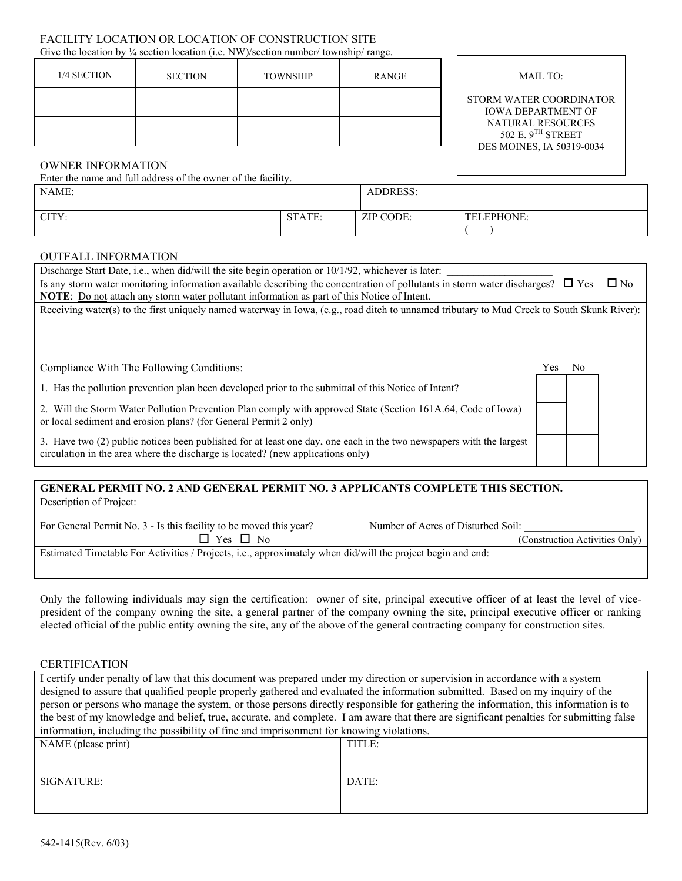## FACILITY LOCATION OR LOCATION OF CONSTRUCTION SITE

Give the location by ¼ section location (i.e. NW)/section number/ township/ range.

| 1/4 SECTION | SECTION | TOWNSHIP | RANGE |
|---|---|---|---|
| | | | |
| | | | |

MAIL TO:

STORM WATER COORDINATOR
IOWA DEPARTMENT OF
NATURAL RESOURCES
502 E. 9TH STREET
DES MOINES, IA 50319-0034

## OWNER INFORMATION

Enter the name and full address of the owner of the facility.

| | | | |
|---|---|---|---|
| NAME: | | ADDRESS: | |
| CITY: | STATE: | ZIP CODE: | TELEPHONE: ( ) |

## OUTFALL INFORMATION

Discharge Start Date, i.e., when did/will the site begin operation or 10/1/92, whichever is later: ____________________

Is any storm water monitoring information available describing the concentration of pollutants in storm water discharges? ☐ Yes ☐ No

**NOTE**: Do not attach any storm water pollutant information as part of this Notice of Intent.

Receiving water(s) to the first uniquely named waterway in Iowa, (e.g., road ditch to unnamed tributary to Mud Creek to South Skunk River):

| Compliance With The Following Conditions: | Yes | No |
|---|---|---|
| 1. Has the pollution prevention plan been developed prior to the submittal of this Notice of Intent? | | |
| 2. Will the Storm Water Pollution Prevention Plan comply with approved State (Section 161A.64, Code of Iowa) or local sediment and erosion plans? (for General Permit 2 only) | | |
| 3. Have two (2) public notices been published for at least one day, one each in the two newspapers with the largest circulation in the area where the discharge is located? (new applications only) | | |

**GENERAL PERMIT NO. 2 AND GENERAL PERMIT NO. 3 APPLICANTS COMPLETE THIS SECTION.**

Description of Project:

For General Permit No. 3 - Is this facility to be moved this year? ☐ Yes ☐ No

Number of Acres of Disturbed Soil: ____________________ (Construction Activities Only)

Estimated Timetable For Activities / Projects, i.e., approximately when did/will the project begin and end:

Only the following individuals may sign the certification: owner of site, principal executive officer of at least the level of vice-president of the company owning the site, a general partner of the company owning the site, principal executive officer or ranking elected official of the public entity owning the site, any of the above of the general contracting company for construction sites.

## CERTIFICATION

I certify under penalty of law that this document was prepared under my direction or supervision in accordance with a system designed to assure that qualified people properly gathered and evaluated the information submitted. Based on my inquiry of the person or persons who manage the system, or those persons directly responsible for gathering the information, this information is to the best of my knowledge and belief, true, accurate, and complete. I am aware that there are significant penalties for submitting false information, including the possibility of fine and imprisonment for knowing violations.

| | |
|---|---|
| NAME (please print) | TITLE: |
| SIGNATURE: | DATE: |

542-1415(Rev. 6/03)